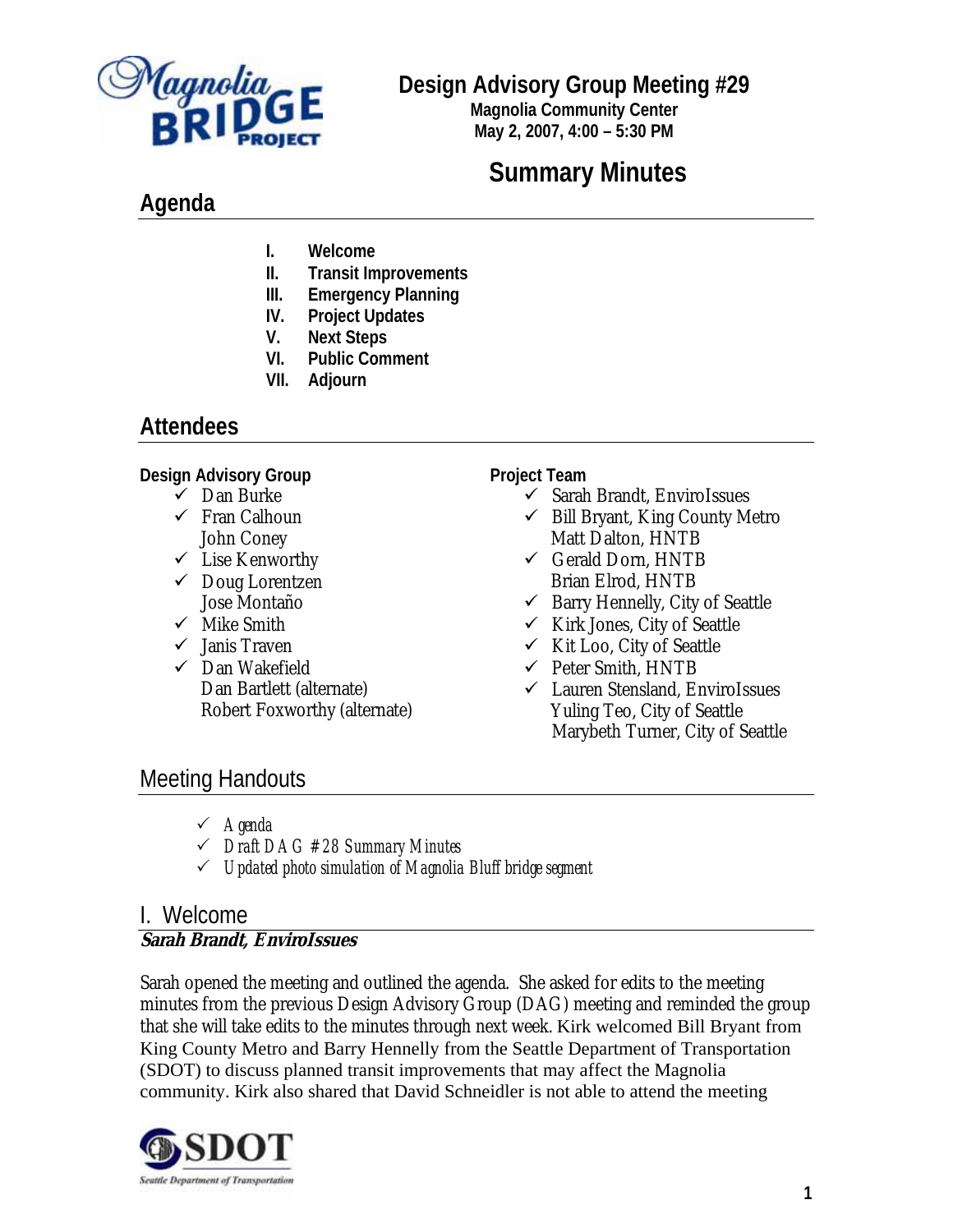# Design Advisory Group Meeting #29

**Magnolia Community Center**
**May 2, 2007, 4:00 – 5:30 PM**

# Summary Minutes

## Agenda

I. **Welcome**
II. **Transit Improvements**
III. **Emergency Planning**
IV. **Project Updates**
V. **Next Steps**
VI. **Public Comment**
VII. **Adjourn**

## Attendees

**Design Advisory Group**

- ✓ Dan Burke
- ✓ Fran Calhoun
- John Coney
- ✓ Lise Kenworthy
- ✓ Doug Lorentzen
- Jose Montaño
- ✓ Mike Smith
- ✓ Janis Traven
- ✓ Dan Wakefield
- Dan Bartlett (alternate)
- Robert Foxworthy (alternate)

**Project Team**

- ✓ Sarah Brandt, EnviroIssues
- ✓ Bill Bryant, King County Metro
- Matt Dalton, HNTB
- ✓ Gerald Dorn, HNTB
- Brian Elrod, HNTB
- ✓ Barry Hennelly, City of Seattle
- ✓ Kirk Jones, City of Seattle
- ✓ Kit Loo, City of Seattle
- ✓ Peter Smith, HNTB
- ✓ Lauren Stensland, EnviroIssues
- Yuling Teo, City of Seattle
- Marybeth Turner, City of Seattle

## Meeting Handouts

- ✓ *Agenda*
- ✓ *Draft DAG #28 Summary Minutes*
- ✓ *Updated photo simulation of Magnolia Bluff bridge segment*

## I. Welcome

***Sarah Brandt, EnviroIssues***

Sarah opened the meeting and outlined the agenda. She asked for edits to the meeting minutes from the previous Design Advisory Group (DAG) meeting and reminded the group that she will take edits to the minutes through next week. Kirk welcomed Bill Bryant from King County Metro and Barry Hennelly from the Seattle Department of Transportation (SDOT) to discuss planned transit improvements that may affect the Magnolia community. Kirk also shared that David Schneidler is not able to attend the meeting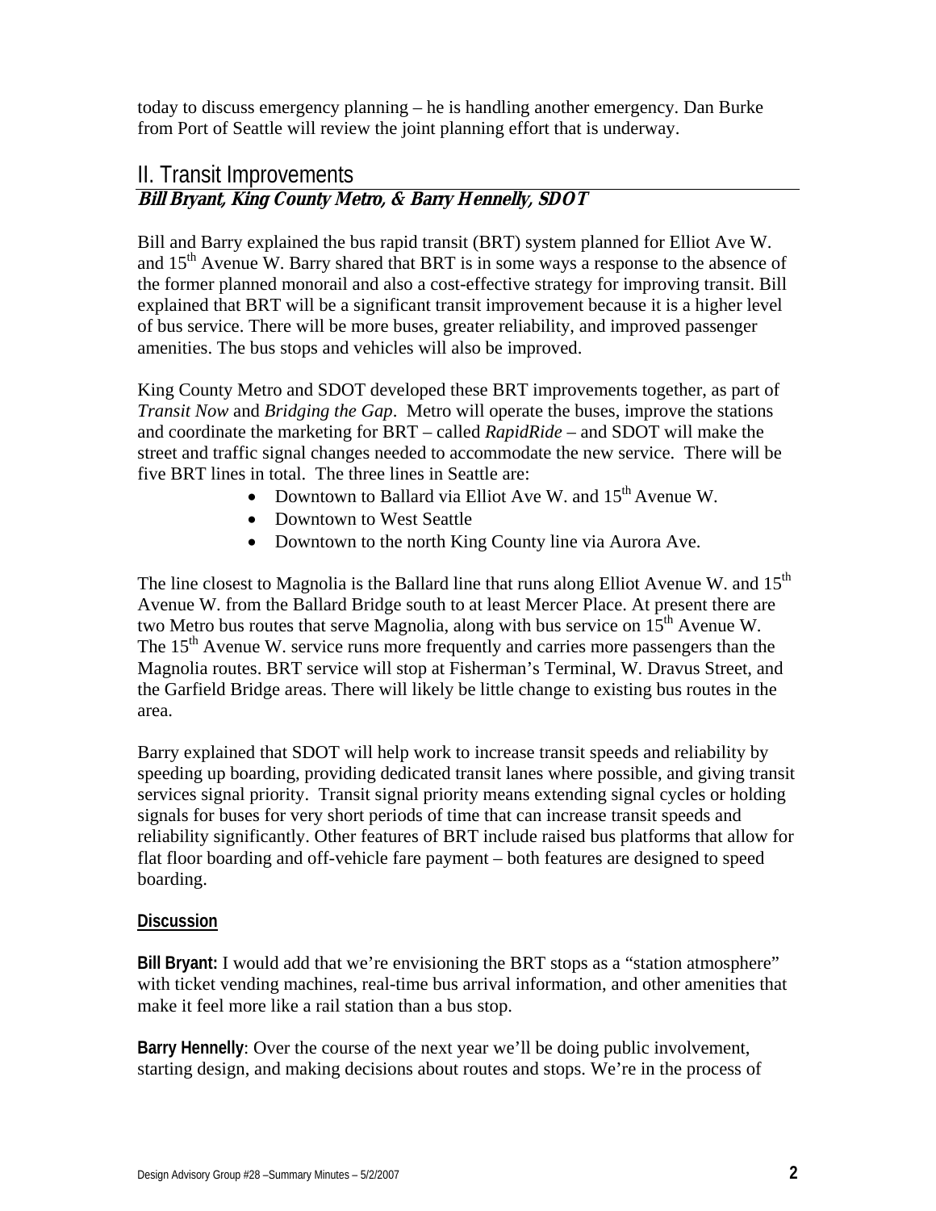today to discuss emergency planning – he is handling another emergency. Dan Burke from Port of Seattle will review the joint planning effort that is underway.

## II. Transit Improvements

***Bill Bryant, King County Metro, & Barry Hennelly, SDOT***

Bill and Barry explained the bus rapid transit (BRT) system planned for Elliot Ave W. and 15th Avenue W. Barry shared that BRT is in some ways a response to the absence of the former planned monorail and also a cost-effective strategy for improving transit. Bill explained that BRT will be a significant transit improvement because it is a higher level of bus service. There will be more buses, greater reliability, and improved passenger amenities. The bus stops and vehicles will also be improved.

King County Metro and SDOT developed these BRT improvements together, as part of *Transit Now* and *Bridging the Gap*. Metro will operate the buses, improve the stations and coordinate the marketing for BRT – called *RapidRide* – and SDOT will make the street and traffic signal changes needed to accommodate the new service. There will be five BRT lines in total. The three lines in Seattle are:

- Downtown to Ballard via Elliot Ave W. and 15th Avenue W.
- Downtown to West Seattle
- Downtown to the north King County line via Aurora Ave.

The line closest to Magnolia is the Ballard line that runs along Elliot Avenue W. and 15th Avenue W. from the Ballard Bridge south to at least Mercer Place. At present there are two Metro bus routes that serve Magnolia, along with bus service on 15th Avenue W. The 15th Avenue W. service runs more frequently and carries more passengers than the Magnolia routes. BRT service will stop at Fisherman's Terminal, W. Dravus Street, and the Garfield Bridge areas. There will likely be little change to existing bus routes in the area.

Barry explained that SDOT will help work to increase transit speeds and reliability by speeding up boarding, providing dedicated transit lanes where possible, and giving transit services signal priority. Transit signal priority means extending signal cycles or holding signals for buses for very short periods of time that can increase transit speeds and reliability significantly. Other features of BRT include raised bus platforms that allow for flat floor boarding and off-vehicle fare payment – both features are designed to speed boarding.

**Discussion**

**Bill Bryant:** I would add that we're envisioning the BRT stops as a "station atmosphere" with ticket vending machines, real-time bus arrival information, and other amenities that make it feel more like a rail station than a bus stop.

**Barry Hennelly**: Over the course of the next year we'll be doing public involvement, starting design, and making decisions about routes and stops. We're in the process of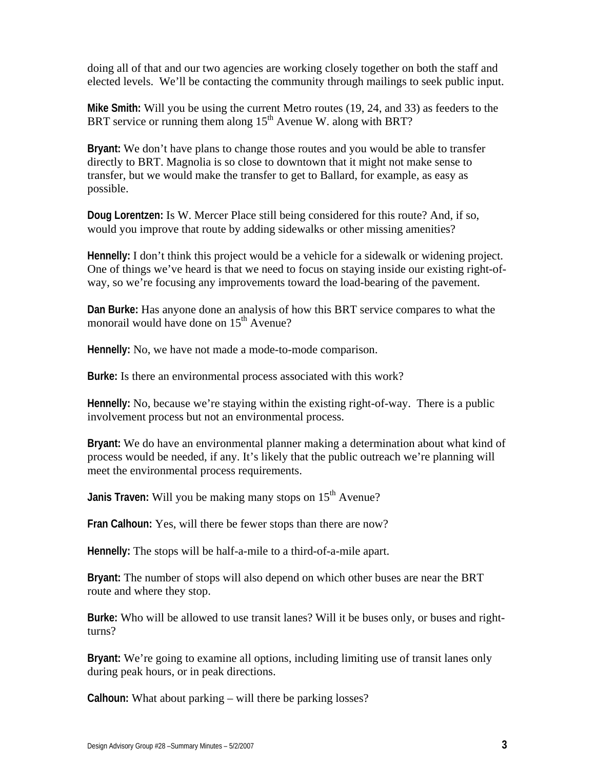doing all of that and our two agencies are working closely together on both the staff and elected levels. We'll be contacting the community through mailings to seek public input.

**Mike Smith:** Will you be using the current Metro routes (19, 24, and 33) as feeders to the BRT service or running them along 15th Avenue W. along with BRT?

**Bryant:** We don't have plans to change those routes and you would be able to transfer directly to BRT. Magnolia is so close to downtown that it might not make sense to transfer, but we would make the transfer to get to Ballard, for example, as easy as possible.

**Doug Lorentzen:** Is W. Mercer Place still being considered for this route? And, if so, would you improve that route by adding sidewalks or other missing amenities?

**Hennelly:** I don't think this project would be a vehicle for a sidewalk or widening project. One of things we've heard is that we need to focus on staying inside our existing right-of-way, so we're focusing any improvements toward the load-bearing of the pavement.

**Dan Burke:** Has anyone done an analysis of how this BRT service compares to what the monorail would have done on 15th Avenue?

**Hennelly:** No, we have not made a mode-to-mode comparison.

**Burke:** Is there an environmental process associated with this work?

**Hennelly:** No, because we're staying within the existing right-of-way. There is a public involvement process but not an environmental process.

**Bryant:** We do have an environmental planner making a determination about what kind of process would be needed, if any. It's likely that the public outreach we're planning will meet the environmental process requirements.

**Janis Traven:** Will you be making many stops on 15th Avenue?

**Fran Calhoun:** Yes, will there be fewer stops than there are now?

**Hennelly:** The stops will be half-a-mile to a third-of-a-mile apart.

**Bryant:** The number of stops will also depend on which other buses are near the BRT route and where they stop.

**Burke:** Who will be allowed to use transit lanes? Will it be buses only, or buses and right-turns?

**Bryant:** We're going to examine all options, including limiting use of transit lanes only during peak hours, or in peak directions.

**Calhoun:** What about parking – will there be parking losses?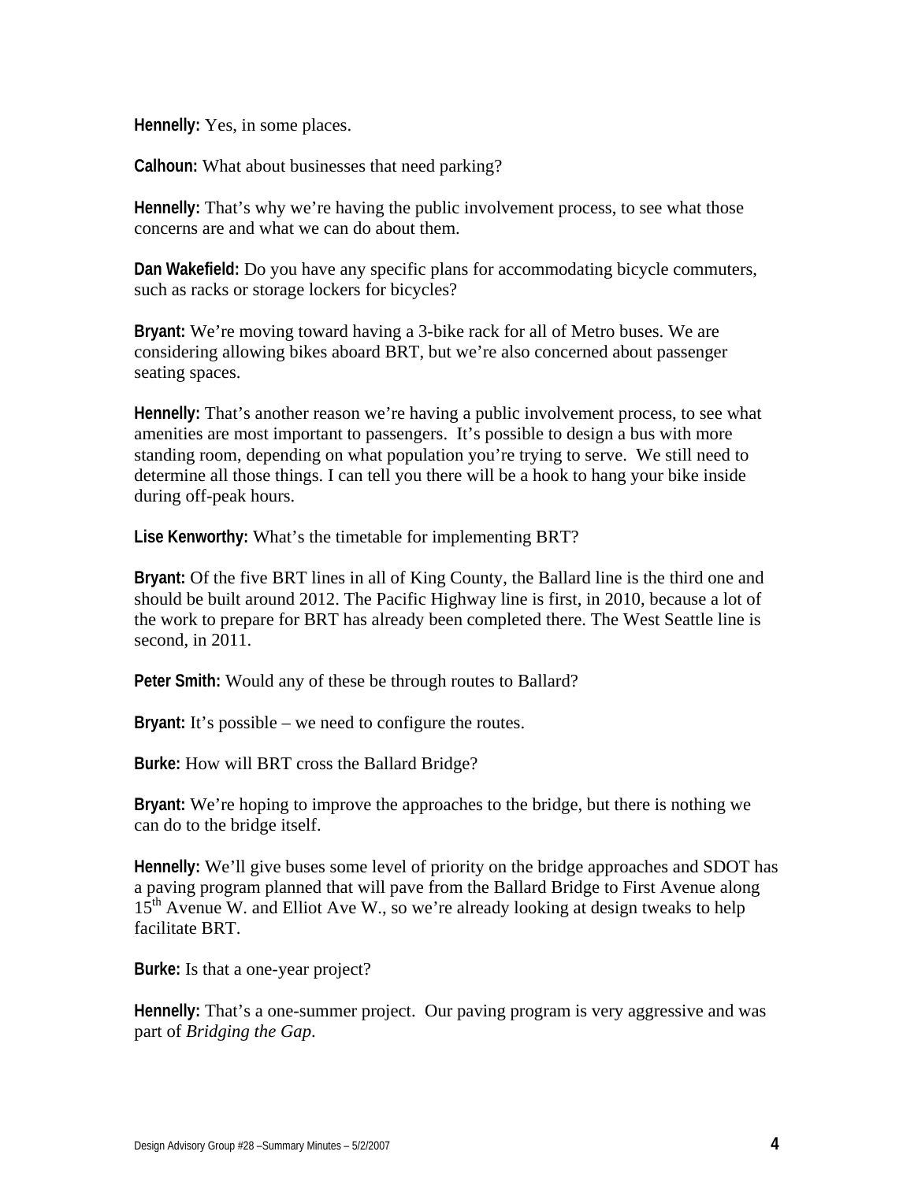**Hennelly:** Yes, in some places.

**Calhoun:** What about businesses that need parking?

**Hennelly:** That's why we're having the public involvement process, to see what those concerns are and what we can do about them.

**Dan Wakefield:** Do you have any specific plans for accommodating bicycle commuters, such as racks or storage lockers for bicycles?

**Bryant:** We're moving toward having a 3-bike rack for all of Metro buses. We are considering allowing bikes aboard BRT, but we're also concerned about passenger seating spaces.

**Hennelly:** That's another reason we're having a public involvement process, to see what amenities are most important to passengers. It's possible to design a bus with more standing room, depending on what population you're trying to serve. We still need to determine all those things. I can tell you there will be a hook to hang your bike inside during off-peak hours.

**Lise Kenworthy:** What's the timetable for implementing BRT?

**Bryant:** Of the five BRT lines in all of King County, the Ballard line is the third one and should be built around 2012. The Pacific Highway line is first, in 2010, because a lot of the work to prepare for BRT has already been completed there. The West Seattle line is second, in 2011.

**Peter Smith:** Would any of these be through routes to Ballard?

**Bryant:** It's possible – we need to configure the routes.

**Burke:** How will BRT cross the Ballard Bridge?

**Bryant:** We're hoping to improve the approaches to the bridge, but there is nothing we can do to the bridge itself.

**Hennelly:** We'll give buses some level of priority on the bridge approaches and SDOT has a paving program planned that will pave from the Ballard Bridge to First Avenue along 15th Avenue W. and Elliot Ave W., so we're already looking at design tweaks to help facilitate BRT.

**Burke:** Is that a one-year project?

**Hennelly:** That's a one-summer project. Our paving program is very aggressive and was part of *Bridging the Gap*.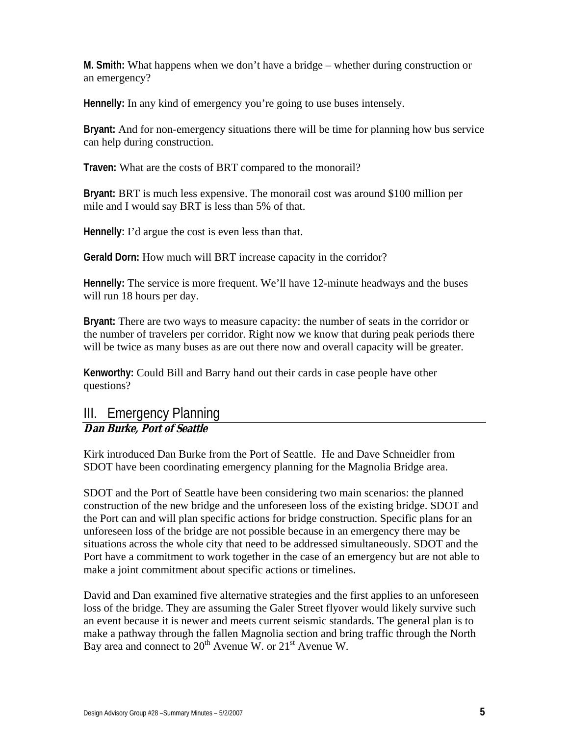**M. Smith:** What happens when we don't have a bridge – whether during construction or an emergency?

**Hennelly:** In any kind of emergency you're going to use buses intensely.

**Bryant:** And for non-emergency situations there will be time for planning how bus service can help during construction.

**Traven:** What are the costs of BRT compared to the monorail?

**Bryant:** BRT is much less expensive. The monorail cost was around $100 million per mile and I would say BRT is less than 5% of that.

**Hennelly:** I'd argue the cost is even less than that.

**Gerald Dorn:** How much will BRT increase capacity in the corridor?

**Hennelly:** The service is more frequent. We'll have 12-minute headways and the buses will run 18 hours per day.

**Bryant:** There are two ways to measure capacity: the number of seats in the corridor or the number of travelers per corridor. Right now we know that during peak periods there will be twice as many buses as are out there now and overall capacity will be greater.

**Kenworthy:** Could Bill and Barry hand out their cards in case people have other questions?

## III. Emergency Planning

***Dan Burke, Port of Seattle***

Kirk introduced Dan Burke from the Port of Seattle. He and Dave Schneidler from SDOT have been coordinating emergency planning for the Magnolia Bridge area.

SDOT and the Port of Seattle have been considering two main scenarios: the planned construction of the new bridge and the unforeseen loss of the existing bridge. SDOT and the Port can and will plan specific actions for bridge construction. Specific plans for an unforeseen loss of the bridge are not possible because in an emergency there may be situations across the whole city that need to be addressed simultaneously. SDOT and the Port have a commitment to work together in the case of an emergency but are not able to make a joint commitment about specific actions or timelines.

David and Dan examined five alternative strategies and the first applies to an unforeseen loss of the bridge. They are assuming the Galer Street flyover would likely survive such an event because it is newer and meets current seismic standards. The general plan is to make a pathway through the fallen Magnolia section and bring traffic through the North Bay area and connect to 20th Avenue W. or 21st Avenue W.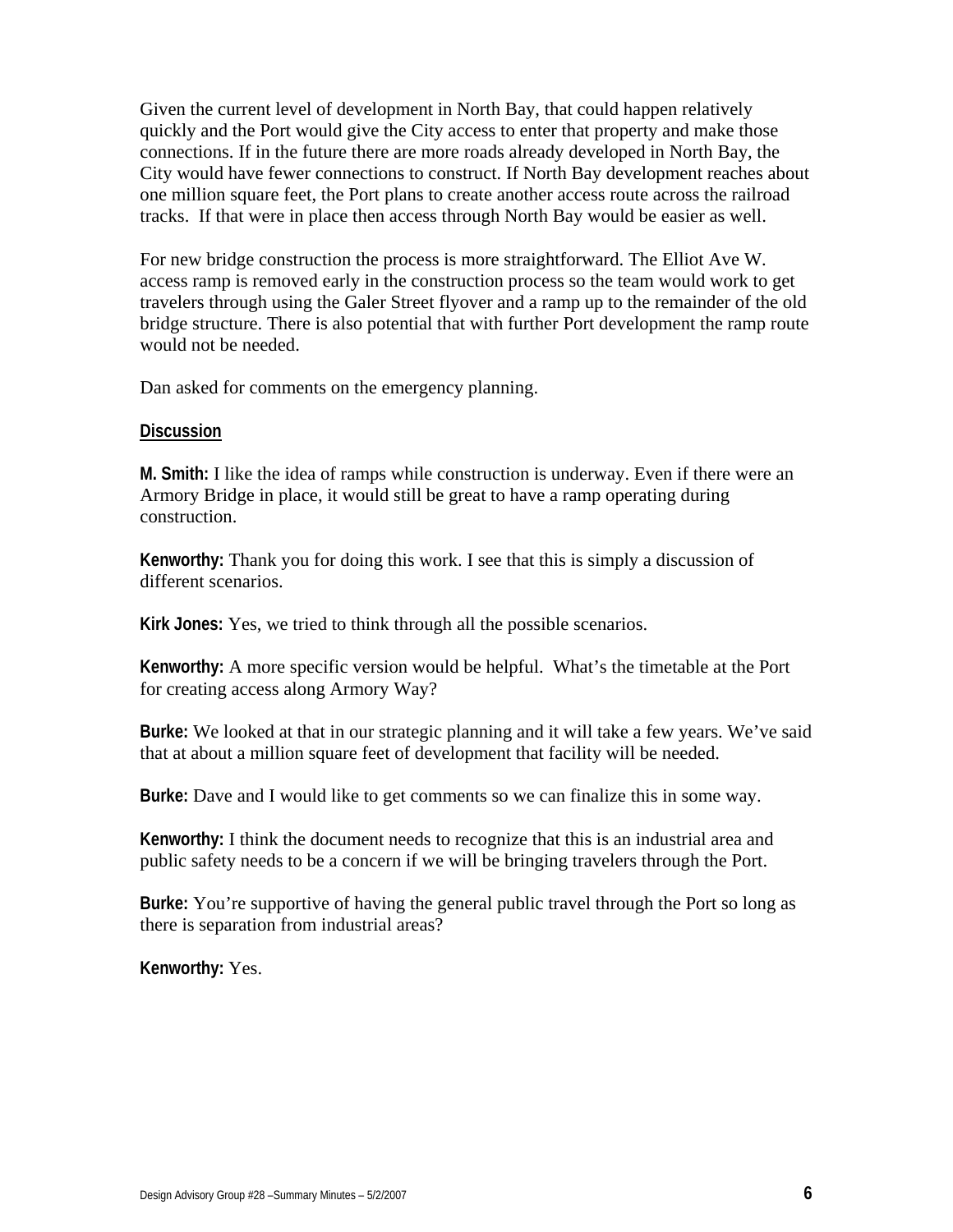Given the current level of development in North Bay, that could happen relatively quickly and the Port would give the City access to enter that property and make those connections. If in the future there are more roads already developed in North Bay, the City would have fewer connections to construct. If North Bay development reaches about one million square feet, the Port plans to create another access route across the railroad tracks. If that were in place then access through North Bay would be easier as well.

For new bridge construction the process is more straightforward. The Elliot Ave W. access ramp is removed early in the construction process so the team would work to get travelers through using the Galer Street flyover and a ramp up to the remainder of the old bridge structure. There is also potential that with further Port development the ramp route would not be needed.

Dan asked for comments on the emergency planning.

**Discussion**

**M. Smith:** I like the idea of ramps while construction is underway. Even if there were an Armory Bridge in place, it would still be great to have a ramp operating during construction.

**Kenworthy:** Thank you for doing this work. I see that this is simply a discussion of different scenarios.

**Kirk Jones:** Yes, we tried to think through all the possible scenarios.

**Kenworthy:** A more specific version would be helpful. What's the timetable at the Port for creating access along Armory Way?

**Burke:** We looked at that in our strategic planning and it will take a few years. We've said that at about a million square feet of development that facility will be needed.

**Burke:** Dave and I would like to get comments so we can finalize this in some way.

**Kenworthy:** I think the document needs to recognize that this is an industrial area and public safety needs to be a concern if we will be bringing travelers through the Port.

**Burke:** You're supportive of having the general public travel through the Port so long as there is separation from industrial areas?

**Kenworthy:** Yes.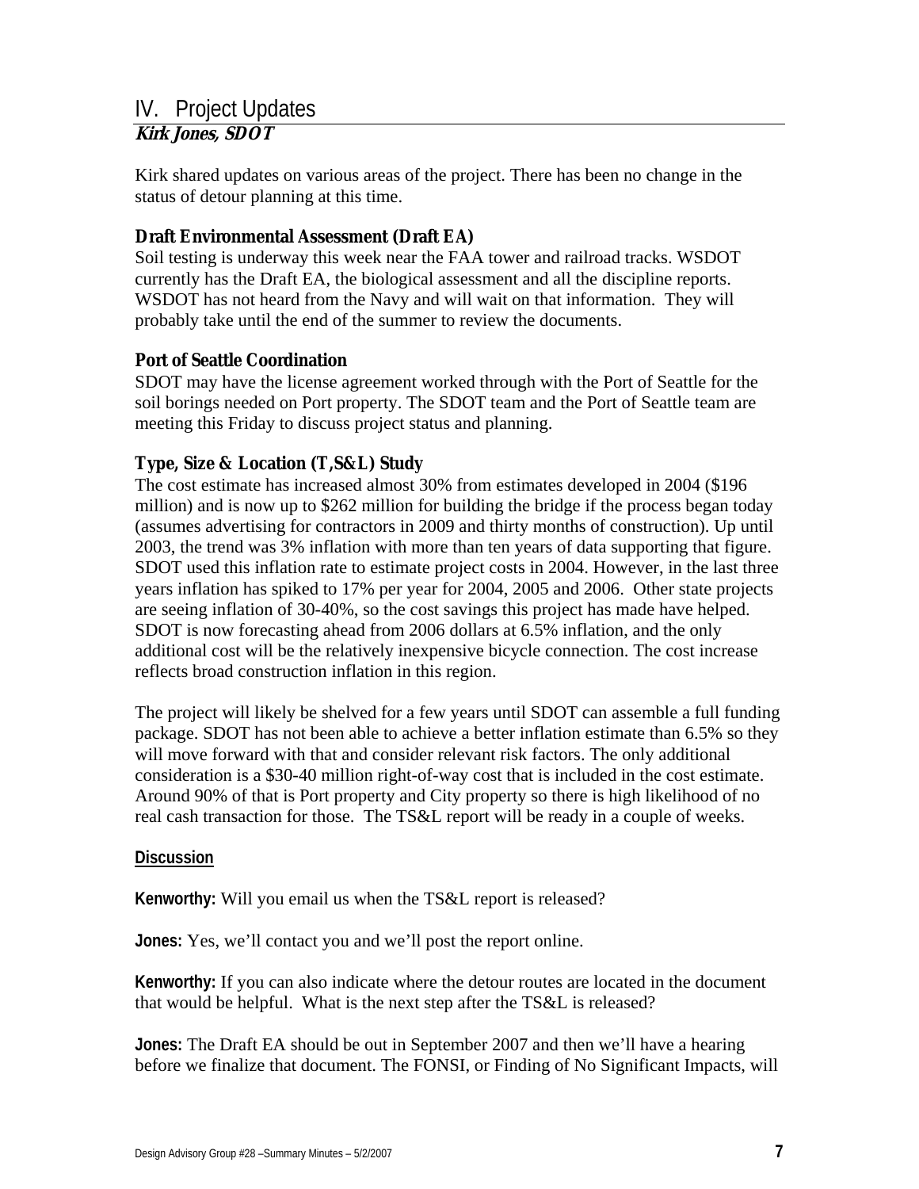## IV. Project Updates

***Kirk Jones, SDOT***

Kirk shared updates on various areas of the project. There has been no change in the status of detour planning at this time.

### Draft Environmental Assessment (Draft EA)

Soil testing is underway this week near the FAA tower and railroad tracks. WSDOT currently has the Draft EA, the biological assessment and all the discipline reports. WSDOT has not heard from the Navy and will wait on that information. They will probably take until the end of the summer to review the documents.

### Port of Seattle Coordination

SDOT may have the license agreement worked through with the Port of Seattle for the soil borings needed on Port property. The SDOT team and the Port of Seattle team are meeting this Friday to discuss project status and planning.

### Type, Size & Location (T,S&L) Study

The cost estimate has increased almost 30% from estimates developed in 2004 ($196 million) and is now up to $262 million for building the bridge if the process began today (assumes advertising for contractors in 2009 and thirty months of construction). Up until 2003, the trend was 3% inflation with more than ten years of data supporting that figure. SDOT used this inflation rate to estimate project costs in 2004. However, in the last three years inflation has spiked to 17% per year for 2004, 2005 and 2006. Other state projects are seeing inflation of 30-40%, so the cost savings this project has made have helped. SDOT is now forecasting ahead from 2006 dollars at 6.5% inflation, and the only additional cost will be the relatively inexpensive bicycle connection. The cost increase reflects broad construction inflation in this region.

The project will likely be shelved for a few years until SDOT can assemble a full funding package. SDOT has not been able to achieve a better inflation estimate than 6.5% so they will move forward with that and consider relevant risk factors. The only additional consideration is a $30-40 million right-of-way cost that is included in the cost estimate. Around 90% of that is Port property and City property so there is high likelihood of no real cash transaction for those. The TS&L report will be ready in a couple of weeks.

**Discussion**

**Kenworthy:** Will you email us when the TS&L report is released?

**Jones:** Yes, we'll contact you and we'll post the report online.

**Kenworthy:** If you can also indicate where the detour routes are located in the document that would be helpful. What is the next step after the TS&L is released?

**Jones:** The Draft EA should be out in September 2007 and then we'll have a hearing before we finalize that document. The FONSI, or Finding of No Significant Impacts, will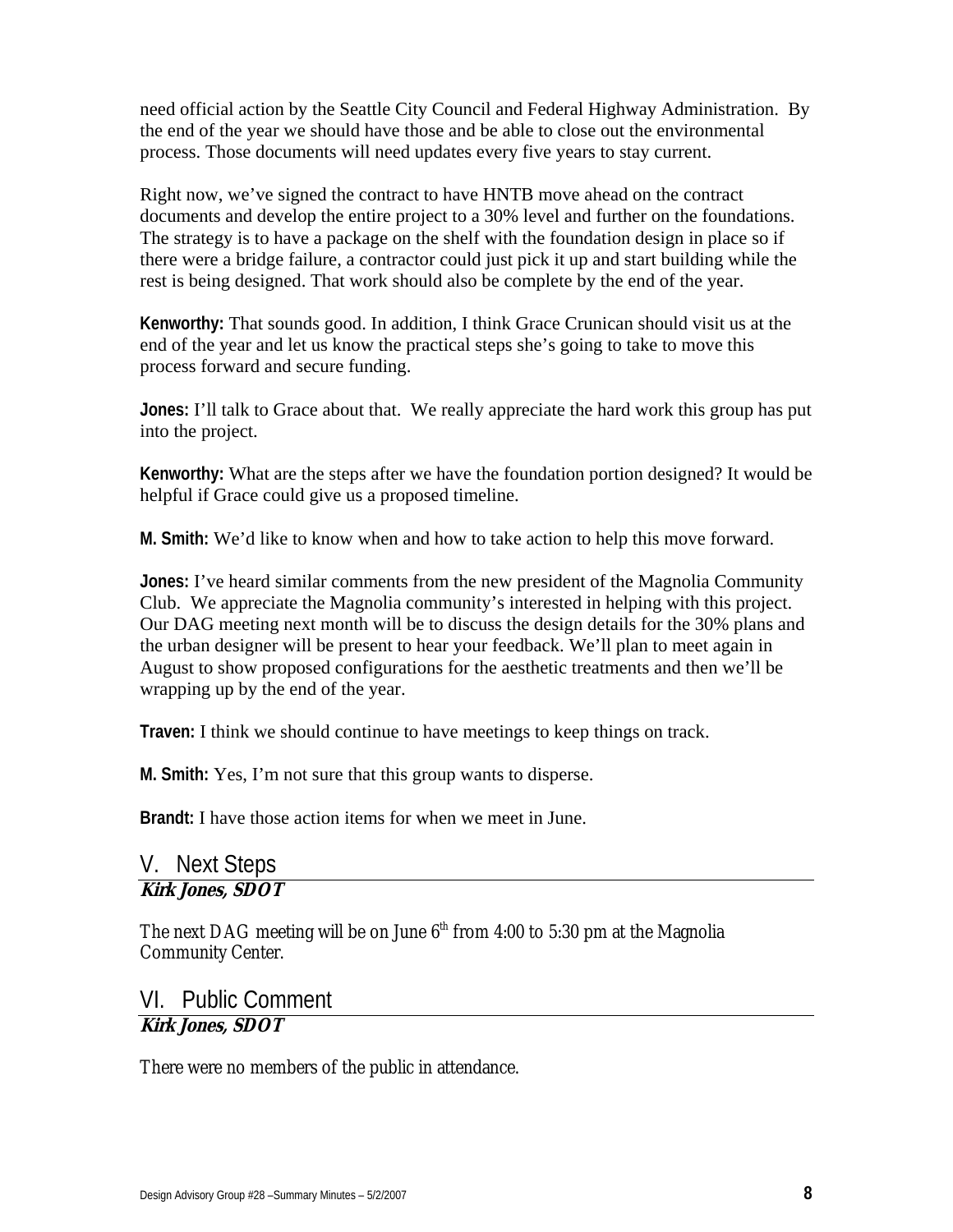need official action by the Seattle City Council and Federal Highway Administration. By the end of the year we should have those and be able to close out the environmental process. Those documents will need updates every five years to stay current.

Right now, we've signed the contract to have HNTB move ahead on the contract documents and develop the entire project to a 30% level and further on the foundations. The strategy is to have a package on the shelf with the foundation design in place so if there were a bridge failure, a contractor could just pick it up and start building while the rest is being designed. That work should also be complete by the end of the year.

**Kenworthy:** That sounds good. In addition, I think Grace Crunican should visit us at the end of the year and let us know the practical steps she's going to take to move this process forward and secure funding.

**Jones:** I'll talk to Grace about that. We really appreciate the hard work this group has put into the project.

**Kenworthy:** What are the steps after we have the foundation portion designed? It would be helpful if Grace could give us a proposed timeline.

**M. Smith:** We'd like to know when and how to take action to help this move forward.

**Jones:** I've heard similar comments from the new president of the Magnolia Community Club. We appreciate the Magnolia community's interested in helping with this project. Our DAG meeting next month will be to discuss the design details for the 30% plans and the urban designer will be present to hear your feedback. We'll plan to meet again in August to show proposed configurations for the aesthetic treatments and then we'll be wrapping up by the end of the year.

**Traven:** I think we should continue to have meetings to keep things on track.

**M. Smith:** Yes, I'm not sure that this group wants to disperse.

**Brandt:** I have those action items for when we meet in June.

## V. Next Steps

***Kirk Jones, SDOT***

The next DAG meeting will be on June 6th from 4:00 to 5:30 pm at the Magnolia Community Center.

## VI. Public Comment

***Kirk Jones, SDOT***

There were no members of the public in attendance.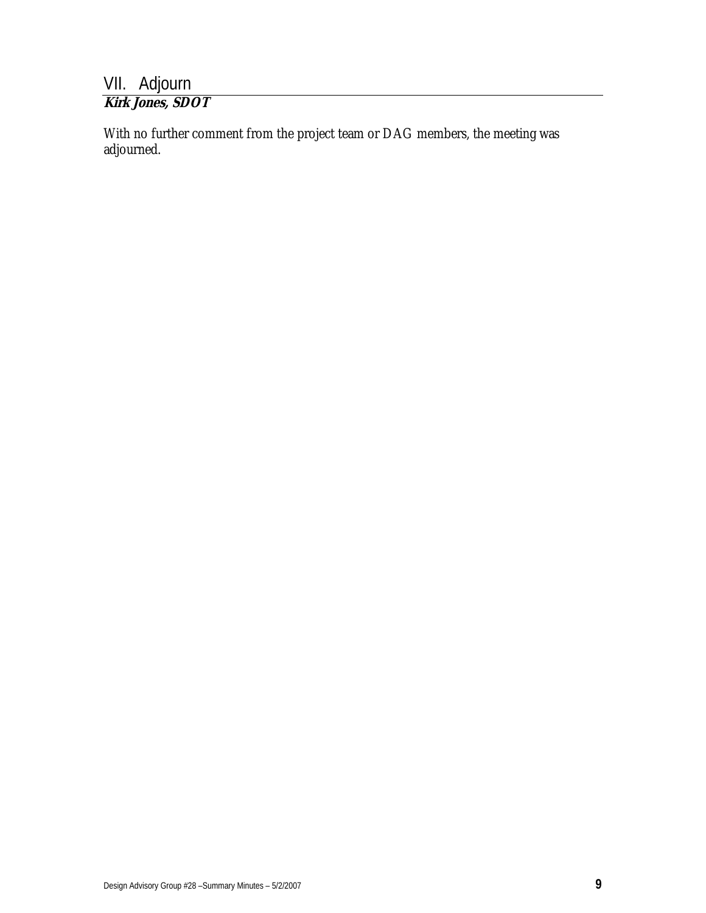## VII. Adjourn

***Kirk Jones, SDOT***

*With no further comment from the project team or DAG members, the meeting was adjourned.*